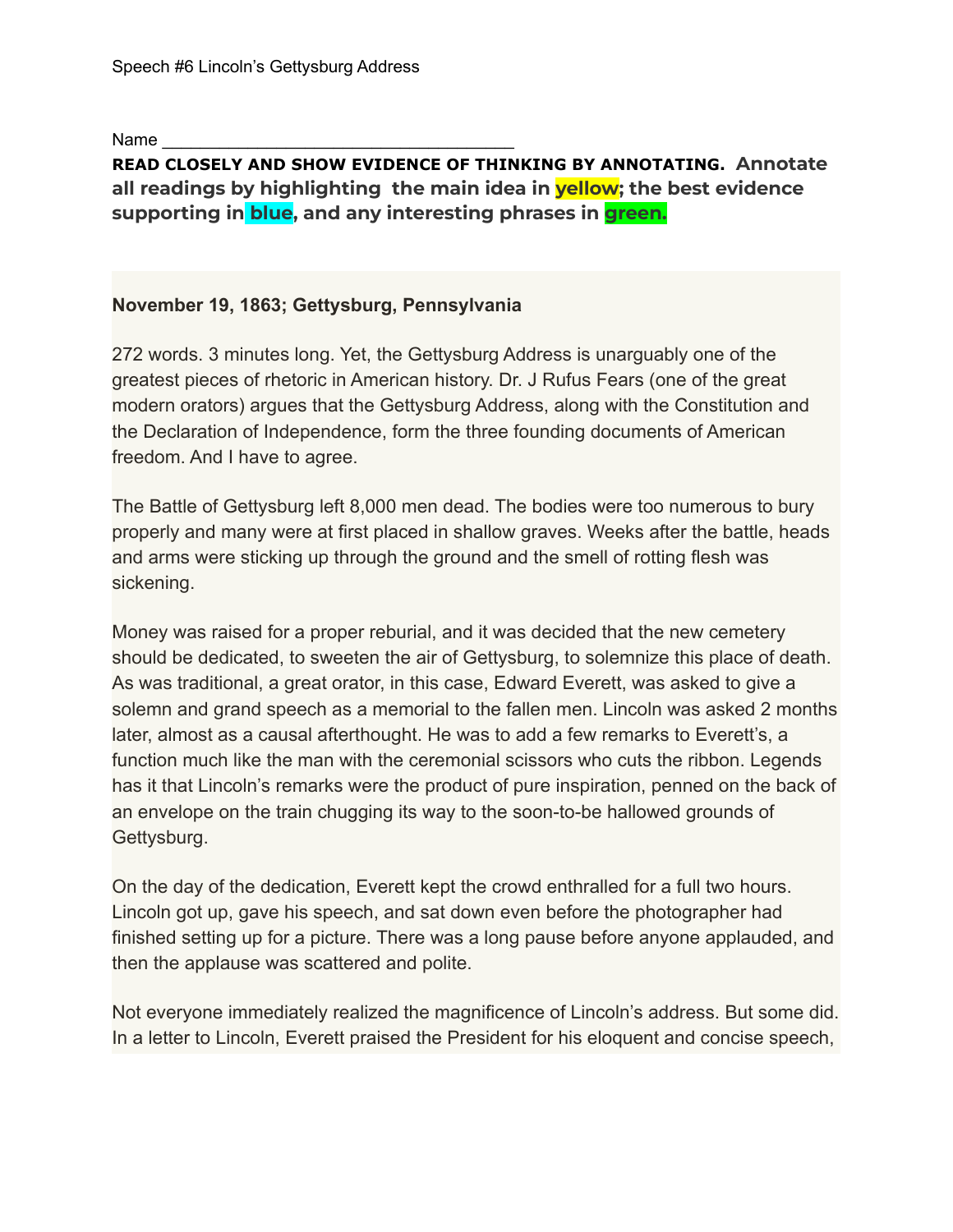Speech #6 Lincoln's Gettysburg Address

Name ___________________________________

**READ CLOSELY AND SHOW EVIDENCE OF THINKING BY ANNOTATING. Annotate all readings by highlighting the main idea in yellow; the best evidence supporting in blue, and any interesting phrases in green.**

**November 19, 1863; Gettysburg, Pennsylvania**

272 words. 3 minutes long. Yet, the Gettysburg Address is unarguably one of the greatest pieces of rhetoric in American history. Dr. J Rufus Fears (one of the great modern orators) argues that the Gettysburg Address, along with the Constitution and the Declaration of Independence, form the three founding documents of American freedom. And I have to agree.

The Battle of Gettysburg left 8,000 men dead. The bodies were too numerous to bury properly and many were at first placed in shallow graves. Weeks after the battle, heads and arms were sticking up through the ground and the smell of rotting flesh was sickening.

Money was raised for a proper reburial, and it was decided that the new cemetery should be dedicated, to sweeten the air of Gettysburg, to solemnize this place of death. As was traditional, a great orator, in this case, Edward Everett, was asked to give a solemn and grand speech as a memorial to the fallen men. Lincoln was asked 2 months later, almost as a causal afterthought. He was to add a few remarks to Everett's, a function much like the man with the ceremonial scissors who cuts the ribbon. Legends has it that Lincoln's remarks were the product of pure inspiration, penned on the back of an envelope on the train chugging its way to the soon-to-be hallowed grounds of Gettysburg.

On the day of the dedication, Everett kept the crowd enthralled for a full two hours. Lincoln got up, gave his speech, and sat down even before the photographer had finished setting up for a picture. There was a long pause before anyone applauded, and then the applause was scattered and polite.

Not everyone immediately realized the magnificence of Lincoln's address. But some did. In a letter to Lincoln, Everett praised the President for his eloquent and concise speech,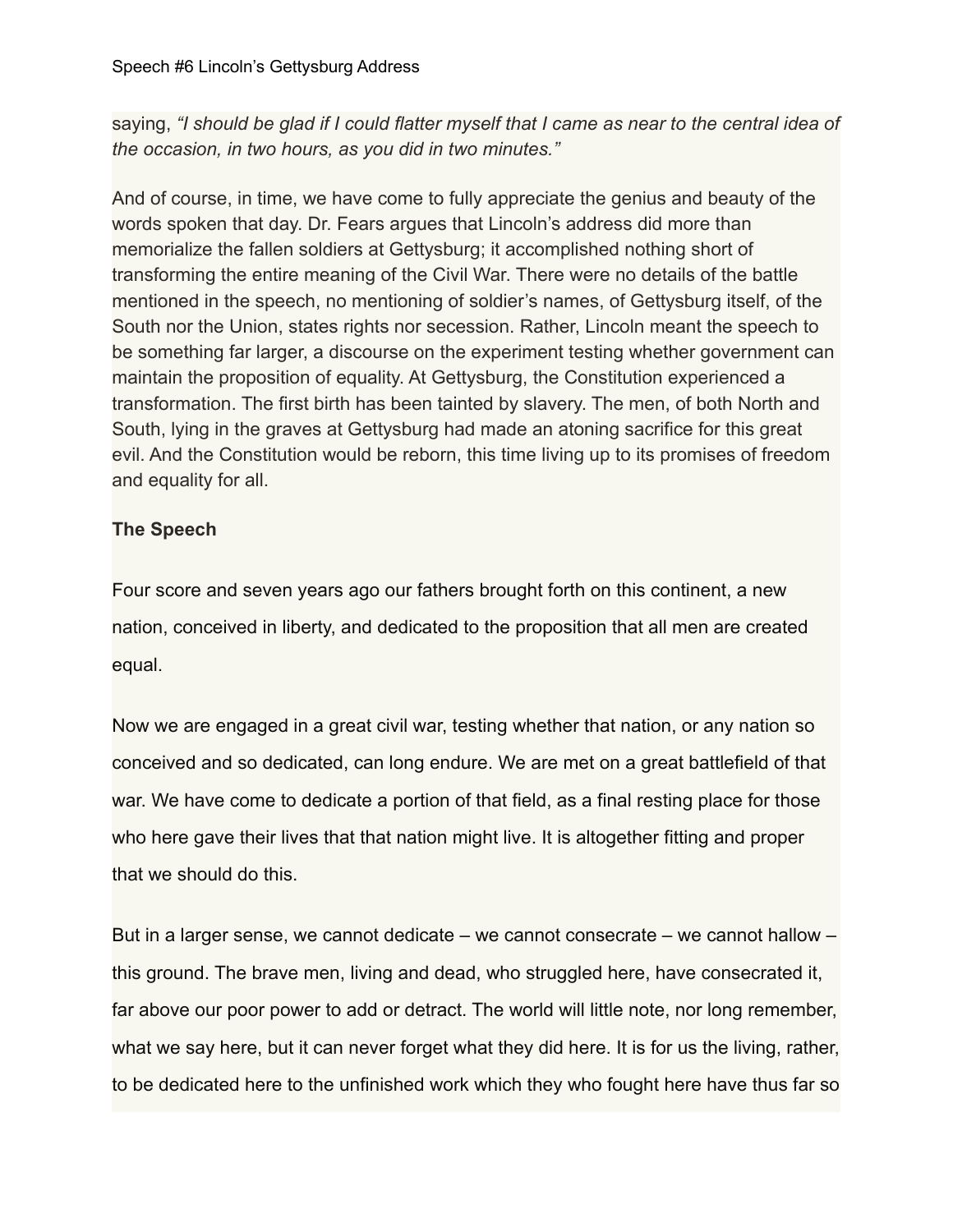saying, *"I should be glad if I could flatter myself that I came as near to the central idea of the occasion, in two hours, as you did in two minutes."*

And of course, in time, we have come to fully appreciate the genius and beauty of the words spoken that day. Dr. Fears argues that Lincoln's address did more than memorialize the fallen soldiers at Gettysburg; it accomplished nothing short of transforming the entire meaning of the Civil War. There were no details of the battle mentioned in the speech, no mentioning of soldier's names, of Gettysburg itself, of the South nor the Union, states rights nor secession. Rather, Lincoln meant the speech to be something far larger, a discourse on the experiment testing whether government can maintain the proposition of equality. At Gettysburg, the Constitution experienced a transformation. The first birth has been tainted by slavery. The men, of both North and South, lying in the graves at Gettysburg had made an atoning sacrifice for this great evil. And the Constitution would be reborn, this time living up to its promises of freedom and equality for all.

**The Speech**

Four score and seven years ago our fathers brought forth on this continent, a new nation, conceived in liberty, and dedicated to the proposition that all men are created equal.

Now we are engaged in a great civil war, testing whether that nation, or any nation so conceived and so dedicated, can long endure. We are met on a great battlefield of that war. We have come to dedicate a portion of that field, as a final resting place for those who here gave their lives that that nation might live. It is altogether fitting and proper that we should do this.

But in a larger sense, we cannot dedicate – we cannot consecrate – we cannot hallow – this ground. The brave men, living and dead, who struggled here, have consecrated it, far above our poor power to add or detract. The world will little note, nor long remember, what we say here, but it can never forget what they did here. It is for us the living, rather, to be dedicated here to the unfinished work which they who fought here have thus far so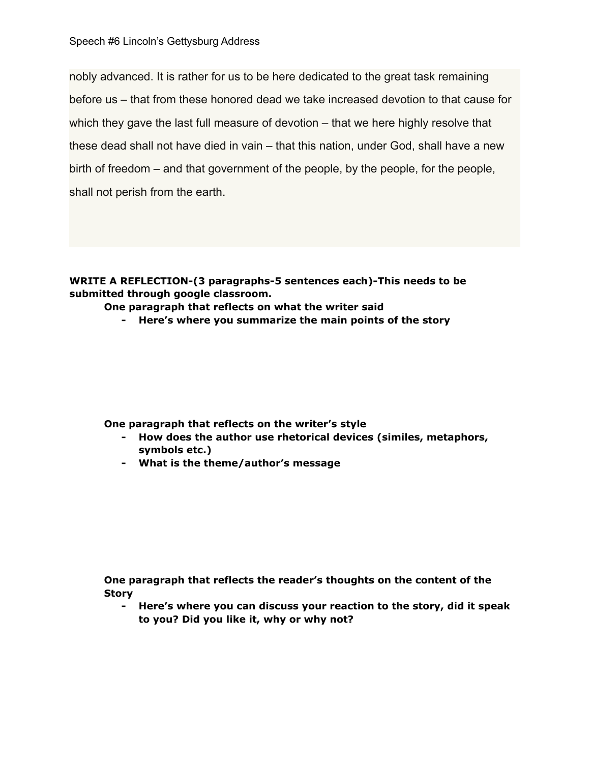nobly advanced. It is rather for us to be here dedicated to the great task remaining before us – that from these honored dead we take increased devotion to that cause for which they gave the last full measure of devotion – that we here highly resolve that these dead shall not have died in vain – that this nation, under God, shall have a new birth of freedom – and that government of the people, by the people, for the people, shall not perish from the earth.

**WRITE A REFLECTION-(3 paragraphs-5 sentences each)-This needs to be submitted through google classroom.**

**One paragraph that reflects on what the writer said**

- **Here's where you summarize the main points of the story**

**One paragraph that reflects on the writer's style**

- **How does the author use rhetorical devices (similes, metaphors, symbols etc.)**
- **What is the theme/author's message**

**One paragraph that reflects the reader's thoughts on the content of the Story**

- **Here's where you can discuss your reaction to the story, did it speak to you? Did you like it, why or why not?**